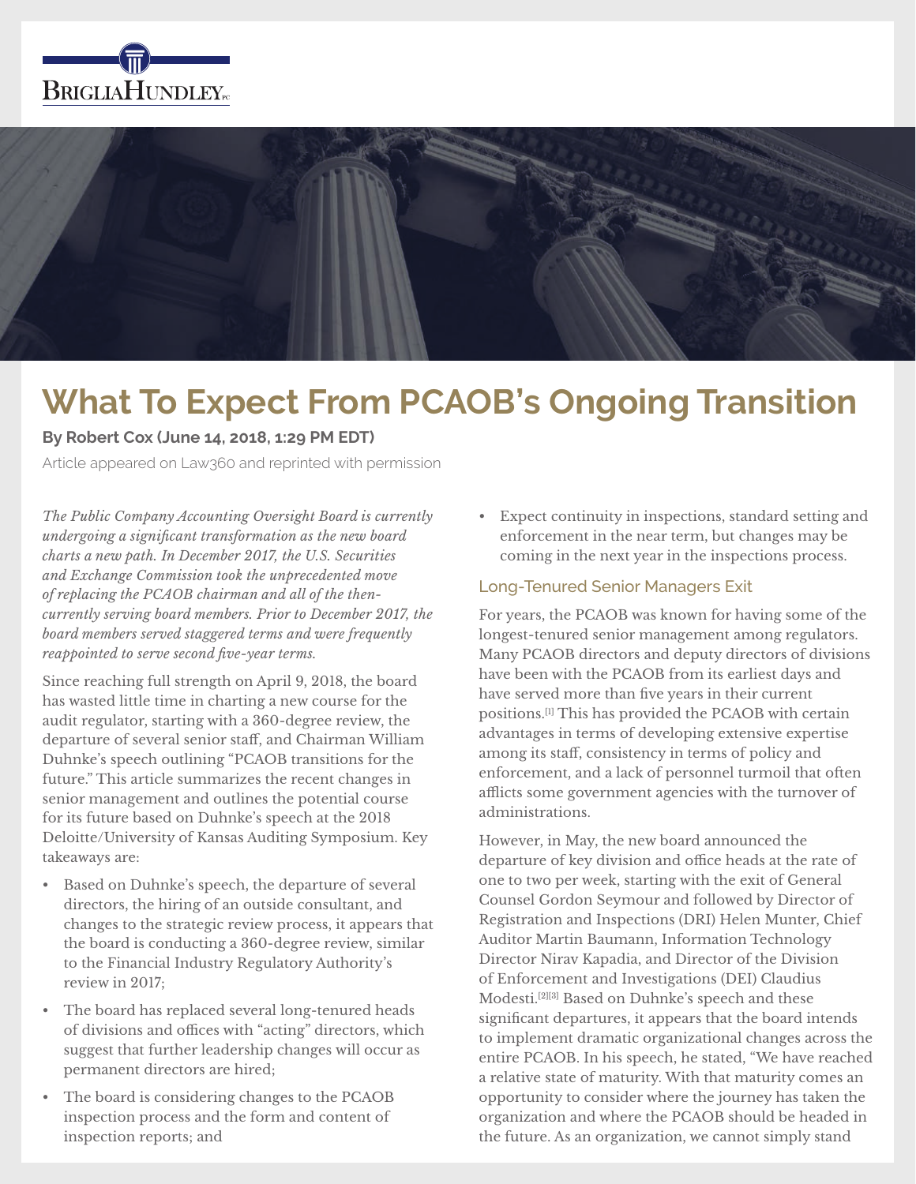# What To Expect From PCAOB's Ongoing Transition

**By Robert Cox (June 14, 2018, 1:29 PM EDT)**

Article appeared on Law360 and reprinted with permission

*The Public Company Accounting Oversight Board is currently undergoing a significant transformation as the new board charts a new path. In December 2017, the U.S. Securities and Exchange Commission took the unprecedented move of replacing the PCAOB chairman and all of the then-currently serving board members. Prior to December 2017, the board members served staggered terms and were frequently reappointed to serve second five-year terms.*

Since reaching full strength on April 9, 2018, the board has wasted little time in charting a new course for the audit regulator, starting with a 360-degree review, the departure of several senior staff, and Chairman William Duhnke's speech outlining "PCAOB transitions for the future." This article summarizes the recent changes in senior management and outlines the potential course for its future based on Duhnke's speech at the 2018 Deloitte/University of Kansas Auditing Symposium. Key takeaways are:

- Based on Duhnke's speech, the departure of several directors, the hiring of an outside consultant, and changes to the strategic review process, it appears that the board is conducting a 360-degree review, similar to the Financial Industry Regulatory Authority's review in 2017;
- The board has replaced several long-tenured heads of divisions and offices with "acting" directors, which suggest that further leadership changes will occur as permanent directors are hired;
- The board is considering changes to the PCAOB inspection process and the form and content of inspection reports; and
- Expect continuity in inspections, standard setting and enforcement in the near term, but changes may be coming in the next year in the inspections process.

## Long-Tenured Senior Managers Exit

For years, the PCAOB was known for having some of the longest-tenured senior management among regulators. Many PCAOB directors and deputy directors of divisions have been with the PCAOB from its earliest days and have served more than five years in their current positions.[1] This has provided the PCAOB with certain advantages in terms of developing extensive expertise among its staff, consistency in terms of policy and enforcement, and a lack of personnel turmoil that often afflicts some government agencies with the turnover of administrations.

However, in May, the new board announced the departure of key division and office heads at the rate of one to two per week, starting with the exit of General Counsel Gordon Seymour and followed by Director of Registration and Inspections (DRI) Helen Munter, Chief Auditor Martin Baumann, Information Technology Director Nirav Kapadia, and Director of the Division of Enforcement and Investigations (DEI) Claudius Modesti.[2][3] Based on Duhnke's speech and these significant departures, it appears that the board intends to implement dramatic organizational changes across the entire PCAOB. In his speech, he stated, "We have reached a relative state of maturity. With that maturity comes an opportunity to consider where the journey has taken the organization and where the PCAOB should be headed in the future. As an organization, we cannot simply stand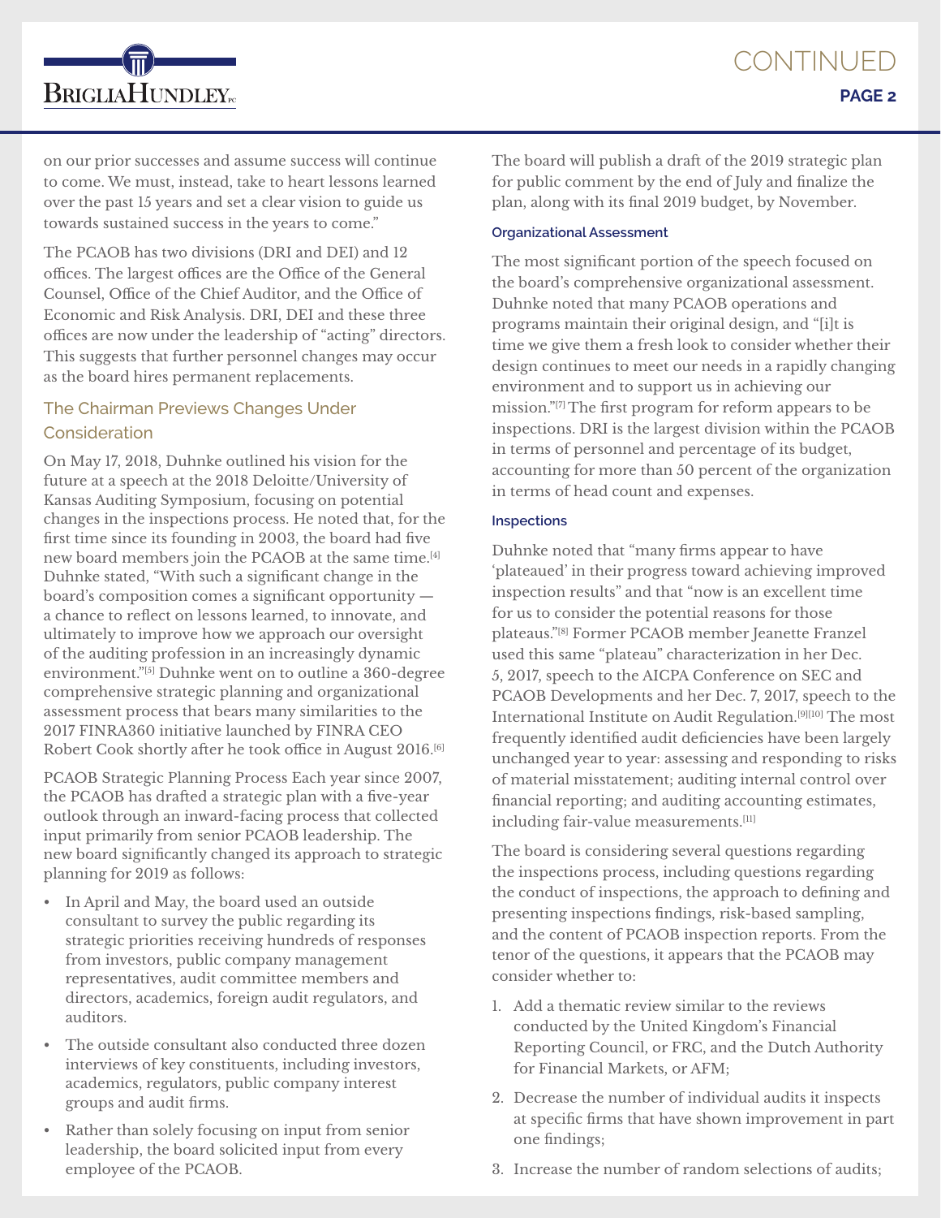on our prior successes and assume success will continue to come. We must, instead, take to heart lessons learned over the past 15 years and set a clear vision to guide us towards sustained success in the years to come."

The PCAOB has two divisions (DRI and DEI) and 12 offices. The largest offices are the Office of the General Counsel, Office of the Chief Auditor, and the Office of Economic and Risk Analysis. DRI, DEI and these three offices are now under the leadership of "acting" directors. This suggests that further personnel changes may occur as the board hires permanent replacements.

## The Chairman Previews Changes Under Consideration

On May 17, 2018, Duhnke outlined his vision for the future at a speech at the 2018 Deloitte/University of Kansas Auditing Symposium, focusing on potential changes in the inspections process. He noted that, for the first time since its founding in 2003, the board had five new board members join the PCAOB at the same time.[4] Duhnke stated, "With such a significant change in the board's composition comes a significant opportunity — a chance to reflect on lessons learned, to innovate, and ultimately to improve how we approach our oversight of the auditing profession in an increasingly dynamic environment."[5] Duhnke went on to outline a 360-degree comprehensive strategic planning and organizational assessment process that bears many similarities to the 2017 FINRA360 initiative launched by FINRA CEO Robert Cook shortly after he took office in August 2016.[6]

PCAOB Strategic Planning Process Each year since 2007, the PCAOB has drafted a strategic plan with a five-year outlook through an inward-facing process that collected input primarily from senior PCAOB leadership. The new board significantly changed its approach to strategic planning for 2019 as follows:

- In April and May, the board used an outside consultant to survey the public regarding its strategic priorities receiving hundreds of responses from investors, public company management representatives, audit committee members and directors, academics, foreign audit regulators, and auditors.
- The outside consultant also conducted three dozen interviews of key constituents, including investors, academics, regulators, public company interest groups and audit firms.
- Rather than solely focusing on input from senior leadership, the board solicited input from every employee of the PCAOB.

The board will publish a draft of the 2019 strategic plan for public comment by the end of July and finalize the plan, along with its final 2019 budget, by November.

#### Organizational Assessment

The most significant portion of the speech focused on the board's comprehensive organizational assessment. Duhnke noted that many PCAOB operations and programs maintain their original design, and "[i]t is time we give them a fresh look to consider whether their design continues to meet our needs in a rapidly changing environment and to support us in achieving our mission."[7] The first program for reform appears to be inspections. DRI is the largest division within the PCAOB in terms of personnel and percentage of its budget, accounting for more than 50 percent of the organization in terms of head count and expenses.

#### Inspections

Duhnke noted that "many firms appear to have 'plateaued' in their progress toward achieving improved inspection results" and that "now is an excellent time for us to consider the potential reasons for those plateaus."[8] Former PCAOB member Jeanette Franzel used this same "plateau" characterization in her Dec. 5, 2017, speech to the AICPA Conference on SEC and PCAOB Developments and her Dec. 7, 2017, speech to the International Institute on Audit Regulation.[9][10] The most frequently identified audit deficiencies have been largely unchanged year to year: assessing and responding to risks of material misstatement; auditing internal control over financial reporting; and auditing accounting estimates, including fair-value measurements.[11]

The board is considering several questions regarding the inspections process, including questions regarding the conduct of inspections, the approach to defining and presenting inspections findings, risk-based sampling, and the content of PCAOB inspection reports. From the tenor of the questions, it appears that the PCAOB may consider whether to:

1. Add a thematic review similar to the reviews conducted by the United Kingdom's Financial Reporting Council, or FRC, and the Dutch Authority for Financial Markets, or AFM;
2. Decrease the number of individual audits it inspects at specific firms that have shown improvement in part one findings;
3. Increase the number of random selections of audits;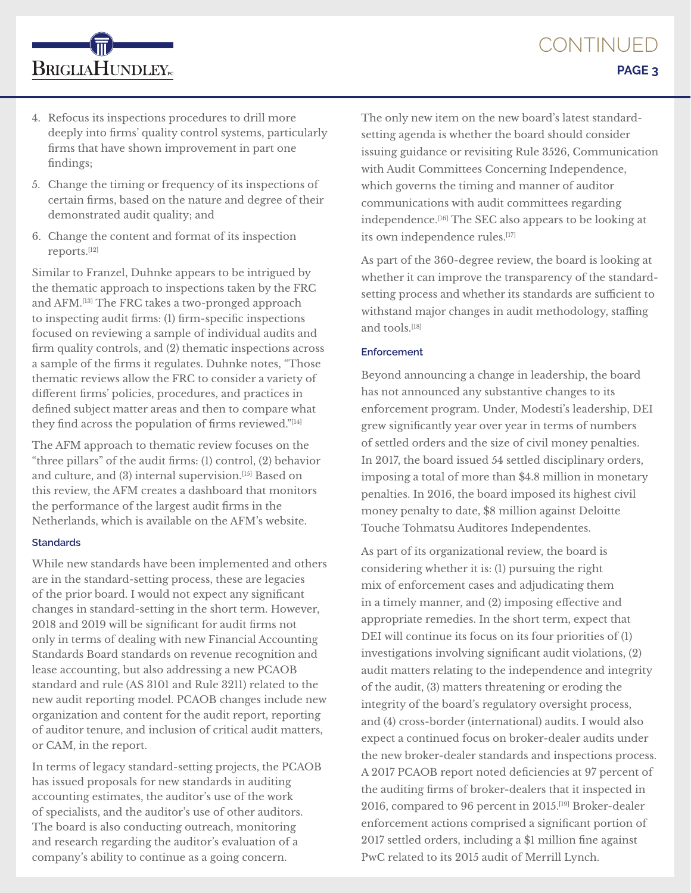4. Refocus its inspections procedures to drill more deeply into firms' quality control systems, particularly firms that have shown improvement in part one findings;
5. Change the timing or frequency of its inspections of certain firms, based on the nature and degree of their demonstrated audit quality; and
6. Change the content and format of its inspection reports.[12]

Similar to Franzel, Duhnke appears to be intrigued by the thematic approach to inspections taken by the FRC and AFM.[13] The FRC takes a two-pronged approach to inspecting audit firms: (1) firm-specific inspections focused on reviewing a sample of individual audits and firm quality controls, and (2) thematic inspections across a sample of the firms it regulates. Duhnke notes, "Those thematic reviews allow the FRC to consider a variety of different firms' policies, procedures, and practices in defined subject matter areas and then to compare what they find across the population of firms reviewed."[14]

The AFM approach to thematic review focuses on the "three pillars" of the audit firms: (1) control, (2) behavior and culture, and (3) internal supervision.[15] Based on this review, the AFM creates a dashboard that monitors the performance of the largest audit firms in the Netherlands, which is available on the AFM's website.

#### Standards

While new standards have been implemented and others are in the standard-setting process, these are legacies of the prior board. I would not expect any significant changes in standard-setting in the short term. However, 2018 and 2019 will be significant for audit firms not only in terms of dealing with new Financial Accounting Standards Board standards on revenue recognition and lease accounting, but also addressing a new PCAOB standard and rule (AS 3101 and Rule 3211) related to the new audit reporting model. PCAOB changes include new organization and content for the audit report, reporting of auditor tenure, and inclusion of critical audit matters, or CAM, in the report.

In terms of legacy standard-setting projects, the PCAOB has issued proposals for new standards in auditing accounting estimates, the auditor's use of the work of specialists, and the auditor's use of other auditors. The board is also conducting outreach, monitoring and research regarding the auditor's evaluation of a company's ability to continue as a going concern.

The only new item on the new board's latest standard-setting agenda is whether the board should consider issuing guidance or revisiting Rule 3526, Communication with Audit Committees Concerning Independence, which governs the timing and manner of auditor communications with audit committees regarding independence.[16] The SEC also appears to be looking at its own independence rules.[17]

As part of the 360-degree review, the board is looking at whether it can improve the transparency of the standard-setting process and whether its standards are sufficient to withstand major changes in audit methodology, staffing and tools.[18]

#### Enforcement

Beyond announcing a change in leadership, the board has not announced any substantive changes to its enforcement program. Under, Modesti's leadership, DEI grew significantly year over year in terms of numbers of settled orders and the size of civil money penalties. In 2017, the board issued 54 settled disciplinary orders, imposing a total of more than $4.8 million in monetary penalties. In 2016, the board imposed its highest civil money penalty to date, $8 million against Deloitte Touche Tohmatsu Auditores Independentes.

As part of its organizational review, the board is considering whether it is: (1) pursuing the right mix of enforcement cases and adjudicating them in a timely manner, and (2) imposing effective and appropriate remedies. In the short term, expect that DEI will continue its focus on its four priorities of (1) investigations involving significant audit violations, (2) audit matters relating to the independence and integrity of the audit, (3) matters threatening or eroding the integrity of the board's regulatory oversight process, and (4) cross-border (international) audits. I would also expect a continued focus on broker-dealer audits under the new broker-dealer standards and inspections process. A 2017 PCAOB report noted deficiencies at 97 percent of the auditing firms of broker-dealers that it inspected in 2016, compared to 96 percent in 2015.[19] Broker-dealer enforcement actions comprised a significant portion of 2017 settled orders, including a $1 million fine against PwC related to its 2015 audit of Merrill Lynch.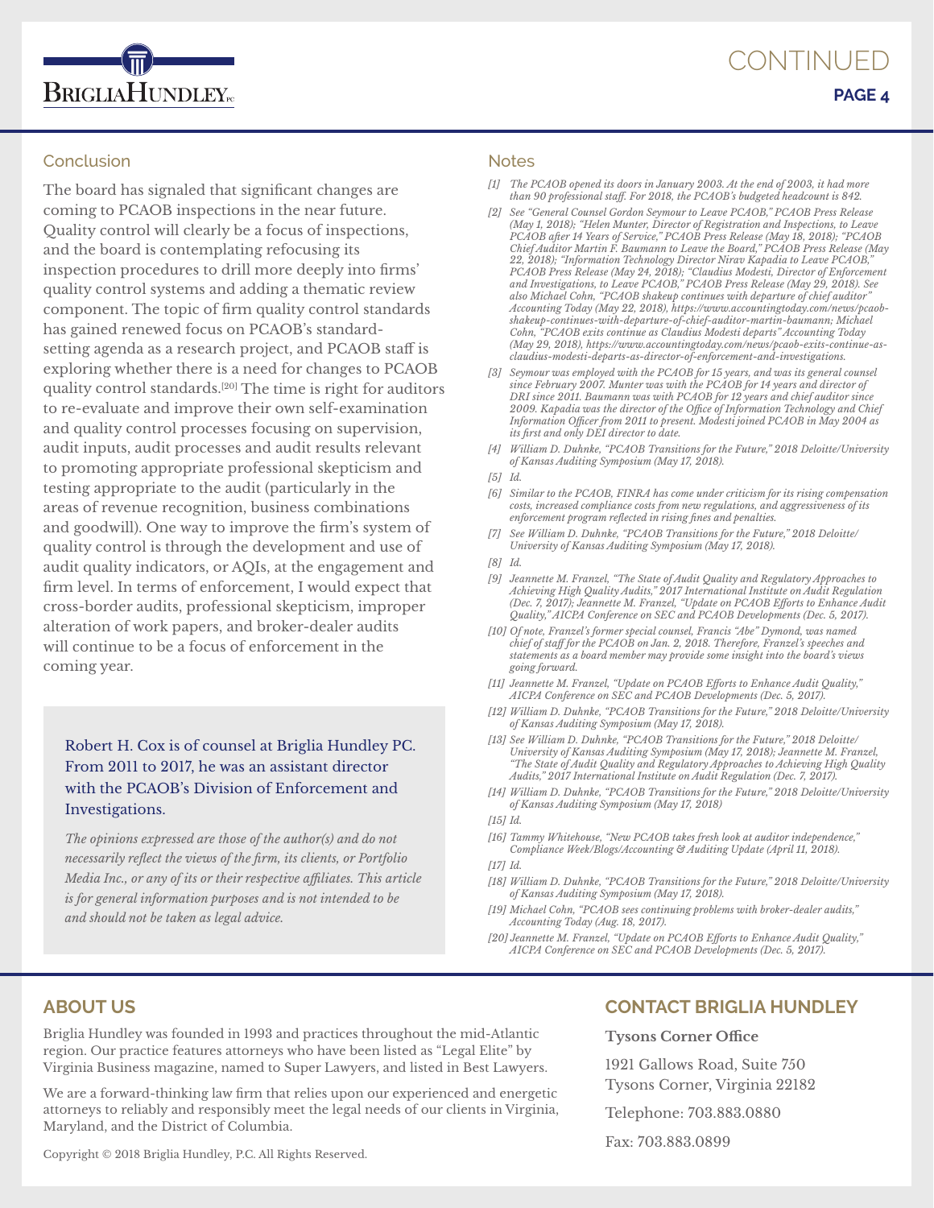## Conclusion

The board has signaled that significant changes are coming to PCAOB inspections in the near future. Quality control will clearly be a focus of inspections, and the board is contemplating refocusing its inspection procedures to drill more deeply into firms' quality control systems and adding a thematic review component. The topic of firm quality control standards has gained renewed focus on PCAOB's standard-setting agenda as a research project, and PCAOB staff is exploring whether there is a need for changes to PCAOB quality control standards.[20] The time is right for auditors to re-evaluate and improve their own self-examination and quality control processes focusing on supervision, audit inputs, audit processes and audit results relevant to promoting appropriate professional skepticism and testing appropriate to the audit (particularly in the areas of revenue recognition, business combinations and goodwill). One way to improve the firm's system of quality control is through the development and use of audit quality indicators, or AQIs, at the engagement and firm level. In terms of enforcement, I would expect that cross-border audits, professional skepticism, improper alteration of work papers, and broker-dealer audits will continue to be a focus of enforcement in the coming year.

Robert H. Cox is of counsel at Briglia Hundley PC. From 2011 to 2017, he was an assistant director with the PCAOB's Division of Enforcement and Investigations.

*The opinions expressed are those of the author(s) and do not necessarily reflect the views of the firm, its clients, or Portfolio Media Inc., or any of its or their respective affiliates. This article is for general information purposes and is not intended to be and should not be taken as legal advice.*

## Notes

*[1] The PCAOB opened its doors in January 2003. At the end of 2003, it had more than 90 professional staff. For 2018, the PCAOB's budgeted headcount is 842.*

*[2] See "General Counsel Gordon Seymour to Leave PCAOB," PCAOB Press Release (May 1, 2018); "Helen Munter, Director of Registration and Inspections, to Leave PCAOB after 14 Years of Service," PCAOB Press Release (May 18, 2018); "PCAOB Chief Auditor Martin F. Baumann to Leave the Board," PCAOB Press Release (May 22, 2018); "Information Technology Director Nirav Kapadia to Leave PCAOB," PCAOB Press Release (May 24, 2018); "Claudius Modesti, Director of Enforcement and Investigations, to Leave PCAOB," PCAOB Press Release (May 29, 2018). See also Michael Cohn, "PCAOB shakeup continues with departure of chief auditor" Accounting Today (May 22, 2018), https://www.accountingtoday.com/news/pcaob-shakeup-continues-with-departure-of-chief-auditor-martin-baumann; Michael Cohn, "PCAOB exits continue as Claudius Modesti departs" Accounting Today (May 29, 2018), https://www.accountingtoday.com/news/pcaob-exits-continue-as-claudius-modesti-departs-as-director-of-enforcement-and-investigations.*

*[3] Seymour was employed with the PCAOB for 15 years, and was its general counsel since February 2007. Munter was with the PCAOB for 14 years and director of DRI since 2011. Baumann was with PCAOB for 12 years and chief auditor since 2009. Kapadia was the director of the Office of Information Technology and Chief Information Officer from 2011 to present. Modesti joined PCAOB in May 2004 as its first and only DEI director to date.*

*[4] William D. Duhnke, "PCAOB Transitions for the Future," 2018 Deloitte/University of Kansas Auditing Symposium (May 17, 2018).*

*[5] Id.*

*[6] Similar to the PCAOB, FINRA has come under criticism for its rising compensation costs, increased compliance costs from new regulations, and aggressiveness of its enforcement program reflected in rising fines and penalties.*

*[7] See William D. Duhnke, "PCAOB Transitions for the Future," 2018 Deloitte/University of Kansas Auditing Symposium (May 17, 2018).*

*[8] Id.*

*[9] Jeannette M. Franzel, "The State of Audit Quality and Regulatory Approaches to Achieving High Quality Audits," 2017 International Institute on Audit Regulation (Dec. 7, 2017); Jeannette M. Franzel, "Update on PCAOB Efforts to Enhance Audit Quality," AICPA Conference on SEC and PCAOB Developments (Dec. 5, 2017).*

*[10] Of note, Franzel's former special counsel, Francis "Abe" Dymond, was named chief of staff for the PCAOB on Jan. 2, 2018. Therefore, Franzel's speeches and statements as a board member may provide some insight into the board's views going forward.*

*[11] Jeannette M. Franzel, "Update on PCAOB Efforts to Enhance Audit Quality," AICPA Conference on SEC and PCAOB Developments (Dec. 5, 2017).*

*[12] William D. Duhnke, "PCAOB Transitions for the Future," 2018 Deloitte/University of Kansas Auditing Symposium (May 17, 2018).*

*[13] See William D. Duhnke, "PCAOB Transitions for the Future," 2018 Deloitte/University of Kansas Auditing Symposium (May 17, 2018); Jeannette M. Franzel, "The State of Audit Quality and Regulatory Approaches to Achieving High Quality Audits," 2017 International Institute on Audit Regulation (Dec. 7, 2017).*

*[14] William D. Duhnke, "PCAOB Transitions for the Future," 2018 Deloitte/University of Kansas Auditing Symposium (May 17, 2018)*

*[15] Id.*

*[16] Tammy Whitehouse, "New PCAOB takes fresh look at auditor independence," Compliance Week/Blogs/Accounting & Auditing Update (April 11, 2018).*

*[17] Id.*

*[18] William D. Duhnke, "PCAOB Transitions for the Future," 2018 Deloitte/University of Kansas Auditing Symposium (May 17, 2018).*

*[19] Michael Cohn, "PCAOB sees continuing problems with broker-dealer audits," Accounting Today (Aug. 18, 2017).*

*[20] Jeannette M. Franzel, "Update on PCAOB Efforts to Enhance Audit Quality," AICPA Conference on SEC and PCAOB Developments (Dec. 5, 2017).*

## ABOUT US

Briglia Hundley was founded in 1993 and practices throughout the mid-Atlantic region. Our practice features attorneys who have been listed as "Legal Elite" by Virginia Business magazine, named to Super Lawyers, and listed in Best Lawyers.

We are a forward-thinking law firm that relies upon our experienced and energetic attorneys to reliably and responsibly meet the legal needs of our clients in Virginia, Maryland, and the District of Columbia.

Copyright © 2018 Briglia Hundley, P.C. All Rights Reserved.

## CONTACT BRIGLIA HUNDLEY

**Tysons Corner Office**

1921 Gallows Road, Suite 750
Tysons Corner, Virginia 22182

Telephone: 703.883.0880

Fax: 703.883.0899